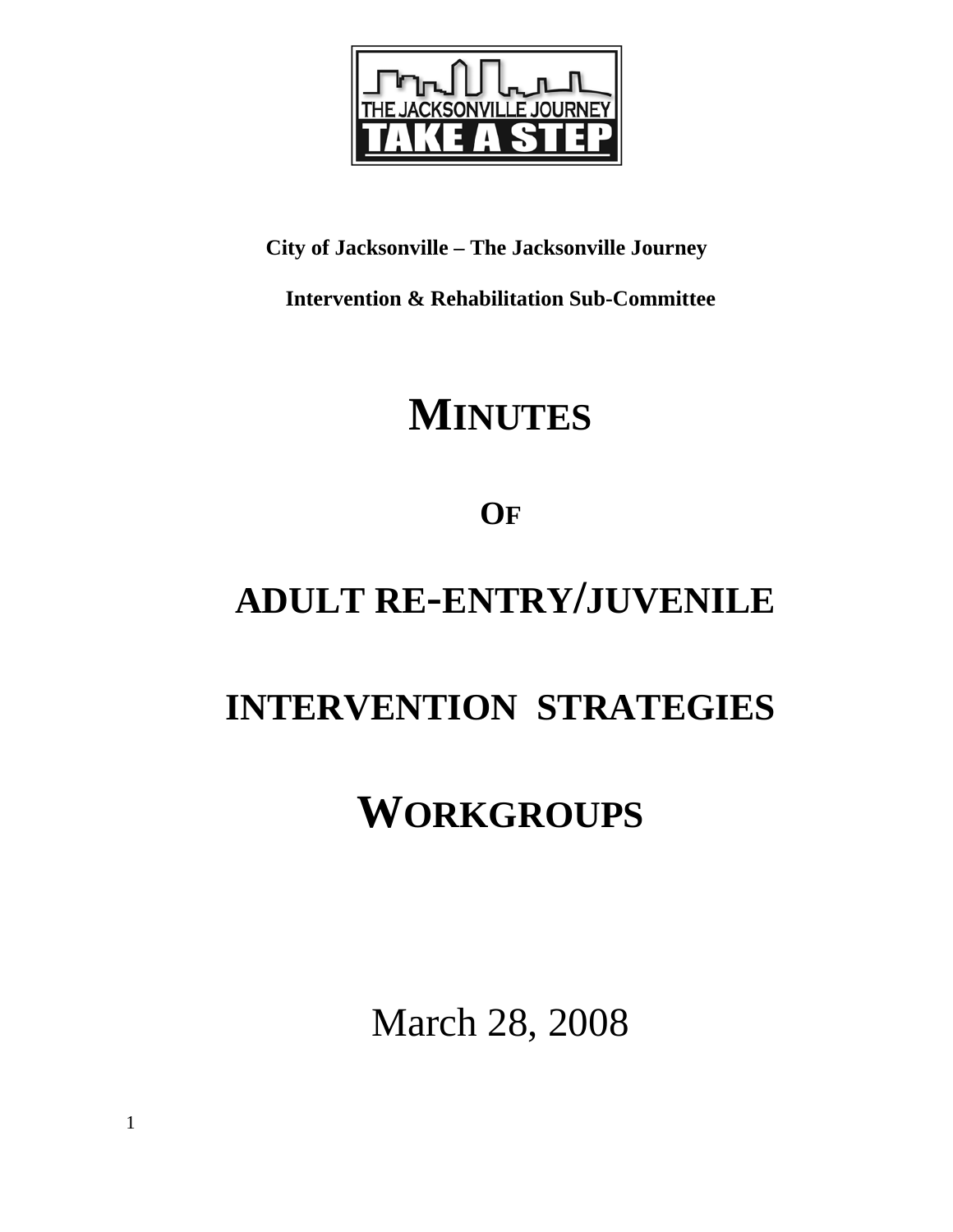**City of Jacksonville – The Jacksonville Journey**

**Intervention & Rehabilitation Sub-Committee**

# MINUTES

# OF

# ADULT RE-ENTRY/JUVENILE

# INTERVENTION STRATEGIES

# WORKGROUPS

March 28, 2008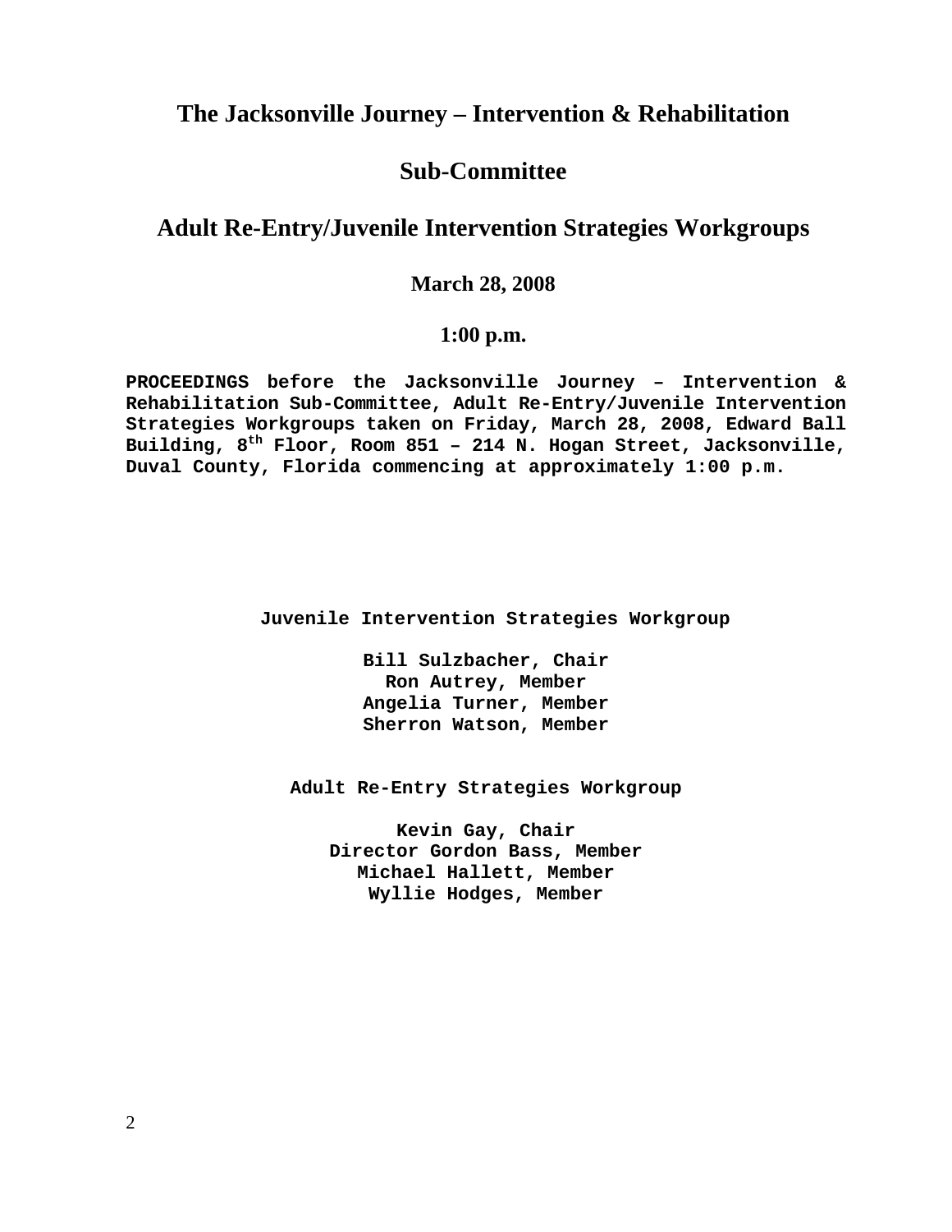# The Jacksonville Journey – Intervention & Rehabilitation

# Sub-Committee

## Adult Re-Entry/Juvenile Intervention Strategies Workgroups

### March 28, 2008

### 1:00 p.m.

**PROCEEDINGS before the Jacksonville Journey – Intervention & Rehabilitation Sub-Committee, Adult Re-Entry/Juvenile Intervention Strategies Workgroups taken on Friday, March 28, 2008, Edward Ball Building, 8th Floor, Room 851 – 214 N. Hogan Street, Jacksonville, Duval County, Florida commencing at approximately 1:00 p.m.**

**Juvenile Intervention Strategies Workgroup**

**Bill Sulzbacher, Chair**
**Ron Autrey, Member**
**Angelia Turner, Member**
**Sherron Watson, Member**

**Adult Re-Entry Strategies Workgroup**

**Kevin Gay, Chair**
**Director Gordon Bass, Member**
**Michael Hallett, Member**
**Wyllie Hodges, Member**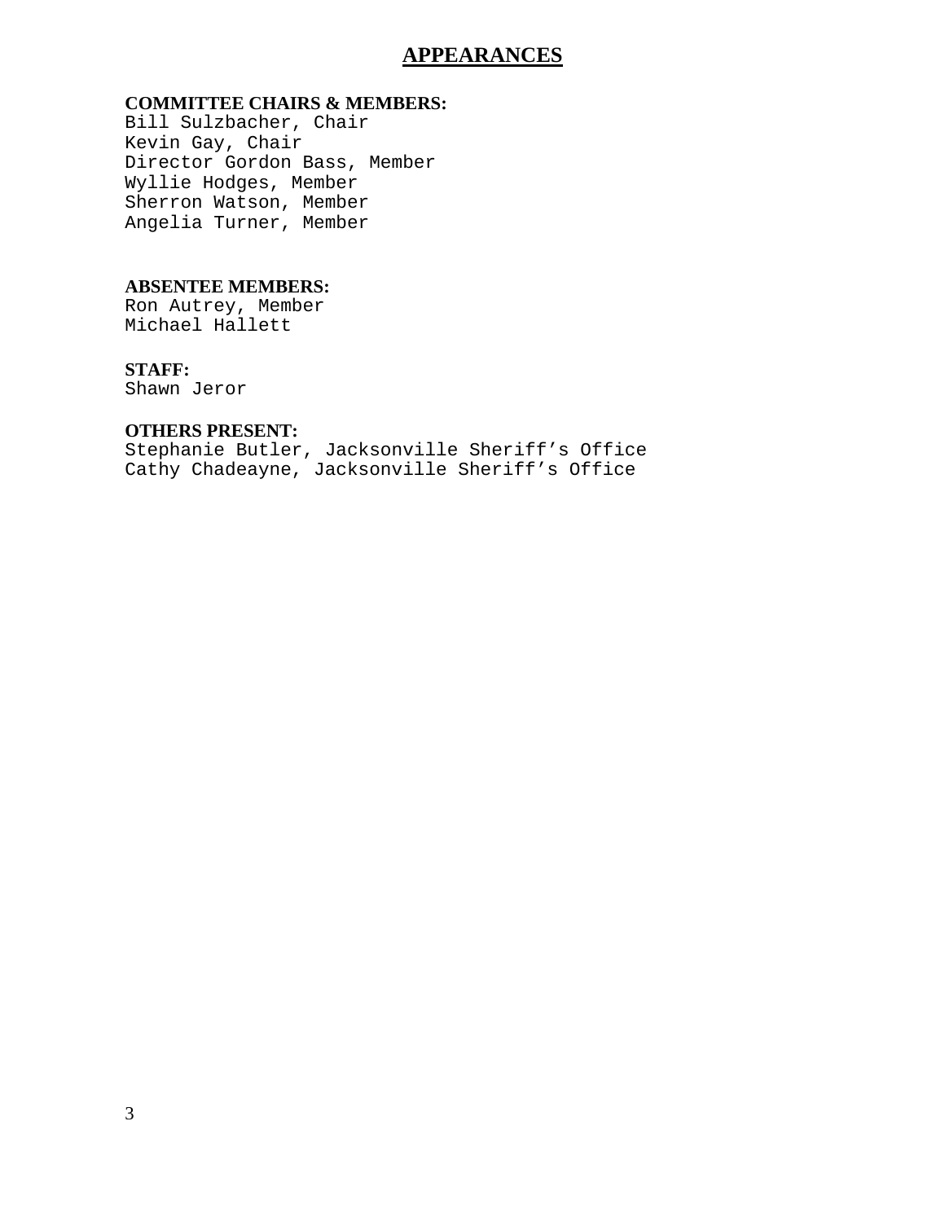# APPEARANCES

**COMMITTEE CHAIRS & MEMBERS:**
Bill Sulzbacher, Chair
Kevin Gay, Chair
Director Gordon Bass, Member
Wyllie Hodges, Member
Sherron Watson, Member
Angelia Turner, Member

**ABSENTEE MEMBERS:**
Ron Autrey, Member
Michael Hallett

**STAFF:**
Shawn Jeror

**OTHERS PRESENT:**
Stephanie Butler, Jacksonville Sheriff's Office
Cathy Chadeayne, Jacksonville Sheriff's Office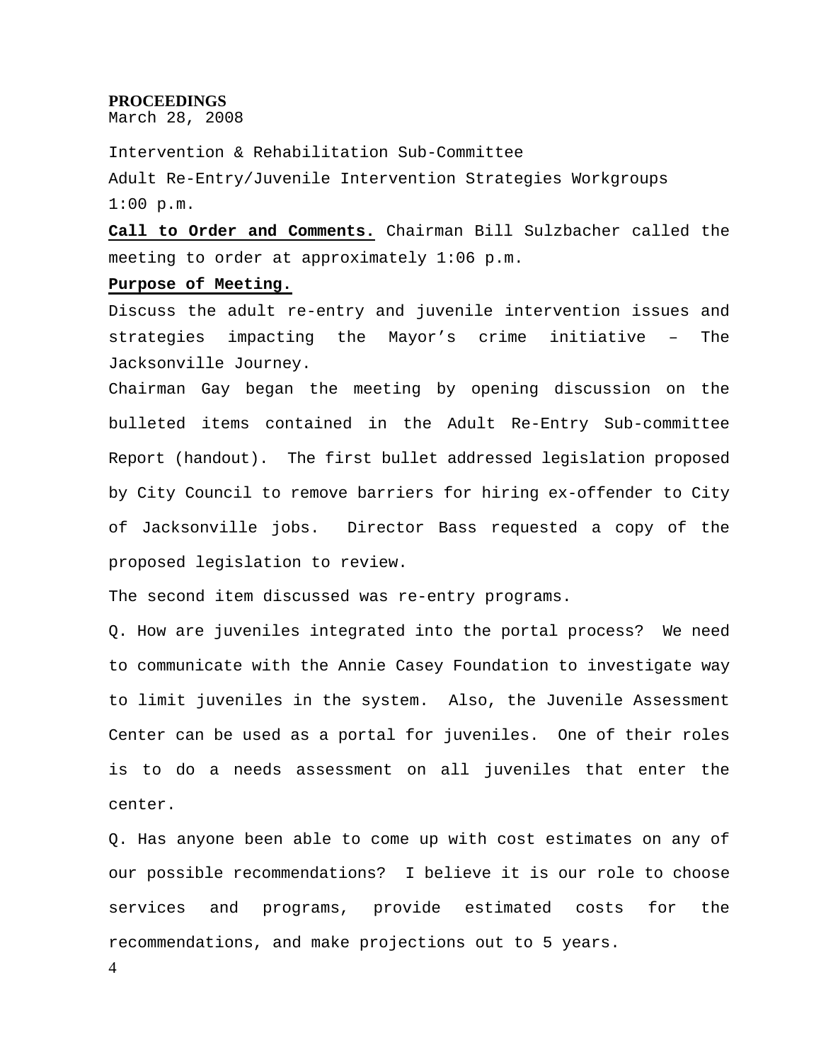**PROCEEDINGS**
March 28, 2008

Intervention & Rehabilitation Sub-Committee

Adult Re-Entry/Juvenile Intervention Strategies Workgroups

1:00 p.m.

**Call to Order and Comments.** Chairman Bill Sulzbacher called the meeting to order at approximately 1:06 p.m.

**Purpose of Meeting.**

Discuss the adult re-entry and juvenile intervention issues and strategies impacting the Mayor's crime initiative – The Jacksonville Journey.

Chairman Gay began the meeting by opening discussion on the bulleted items contained in the Adult Re-Entry Sub-committee Report (handout). The first bullet addressed legislation proposed by City Council to remove barriers for hiring ex-offender to City of Jacksonville jobs. Director Bass requested a copy of the proposed legislation to review.

The second item discussed was re-entry programs.

Q. How are juveniles integrated into the portal process? We need to communicate with the Annie Casey Foundation to investigate way to limit juveniles in the system. Also, the Juvenile Assessment Center can be used as a portal for juveniles. One of their roles is to do a needs assessment on all juveniles that enter the center.

Q. Has anyone been able to come up with cost estimates on any of our possible recommendations? I believe it is our role to choose services and programs, provide estimated costs for the recommendations, and make projections out to 5 years.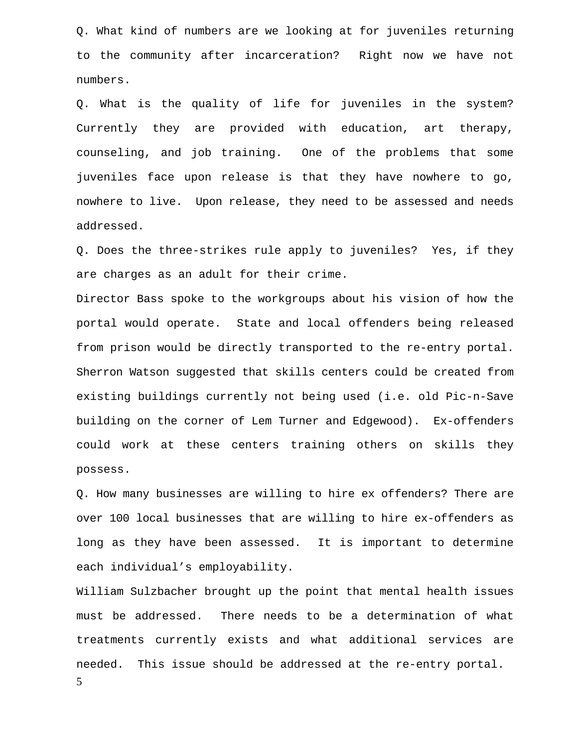Q. What kind of numbers are we looking at for juveniles returning to the community after incarceration? Right now we have not numbers.

Q. What is the quality of life for juveniles in the system? Currently they are provided with education, art therapy, counseling, and job training. One of the problems that some juveniles face upon release is that they have nowhere to go, nowhere to live. Upon release, they need to be assessed and needs addressed.

Q. Does the three-strikes rule apply to juveniles? Yes, if they are charges as an adult for their crime.

Director Bass spoke to the workgroups about his vision of how the portal would operate. State and local offenders being released from prison would be directly transported to the re-entry portal. Sherron Watson suggested that skills centers could be created from existing buildings currently not being used (i.e. old Pic-n-Save building on the corner of Lem Turner and Edgewood). Ex-offenders could work at these centers training others on skills they possess.

Q. How many businesses are willing to hire ex offenders? There are over 100 local businesses that are willing to hire ex-offenders as long as they have been assessed. It is important to determine each individual's employability.

William Sulzbacher brought up the point that mental health issues must be addressed. There needs to be a determination of what treatments currently exists and what additional services are needed. This issue should be addressed at the re-entry portal.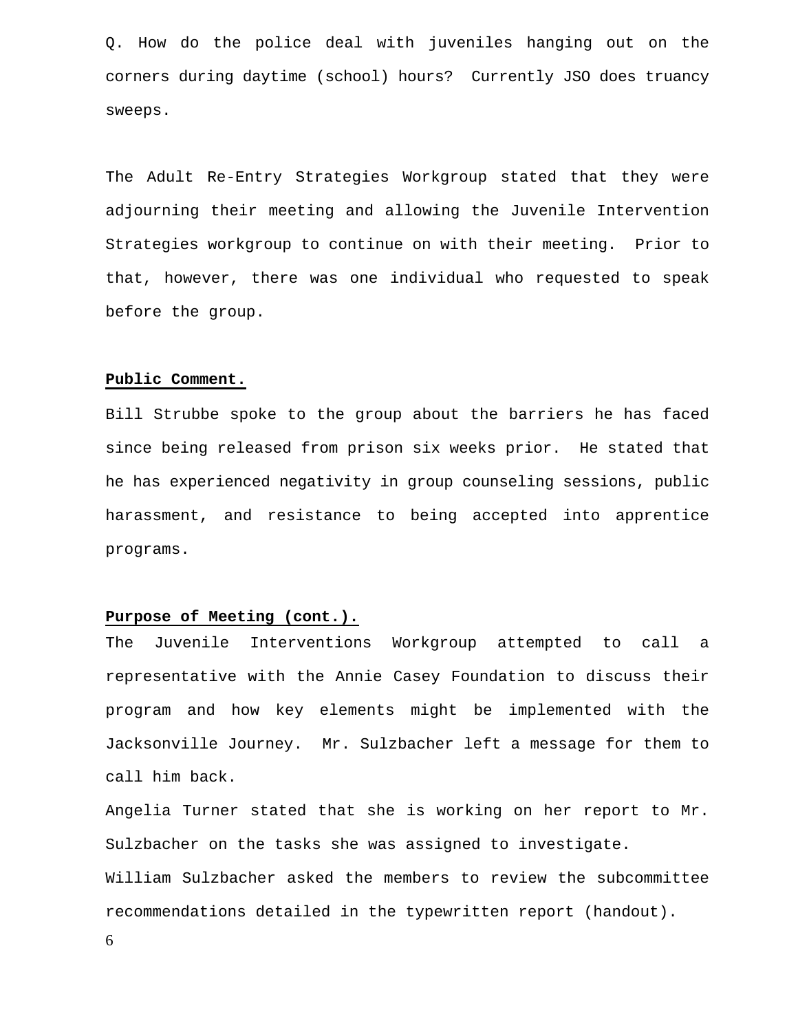Q. How do the police deal with juveniles hanging out on the corners during daytime (school) hours? Currently JSO does truancy sweeps.

The Adult Re-Entry Strategies Workgroup stated that they were adjourning their meeting and allowing the Juvenile Intervention Strategies workgroup to continue on with their meeting. Prior to that, however, there was one individual who requested to speak before the group.

**Public Comment.**

Bill Strubbe spoke to the group about the barriers he has faced since being released from prison six weeks prior. He stated that he has experienced negativity in group counseling sessions, public harassment, and resistance to being accepted into apprentice programs.

**Purpose of Meeting (cont.).**

The Juvenile Interventions Workgroup attempted to call a representative with the Annie Casey Foundation to discuss their program and how key elements might be implemented with the Jacksonville Journey. Mr. Sulzbacher left a message for them to call him back.

Angelia Turner stated that she is working on her report to Mr. Sulzbacher on the tasks she was assigned to investigate.

William Sulzbacher asked the members to review the subcommittee recommendations detailed in the typewritten report (handout).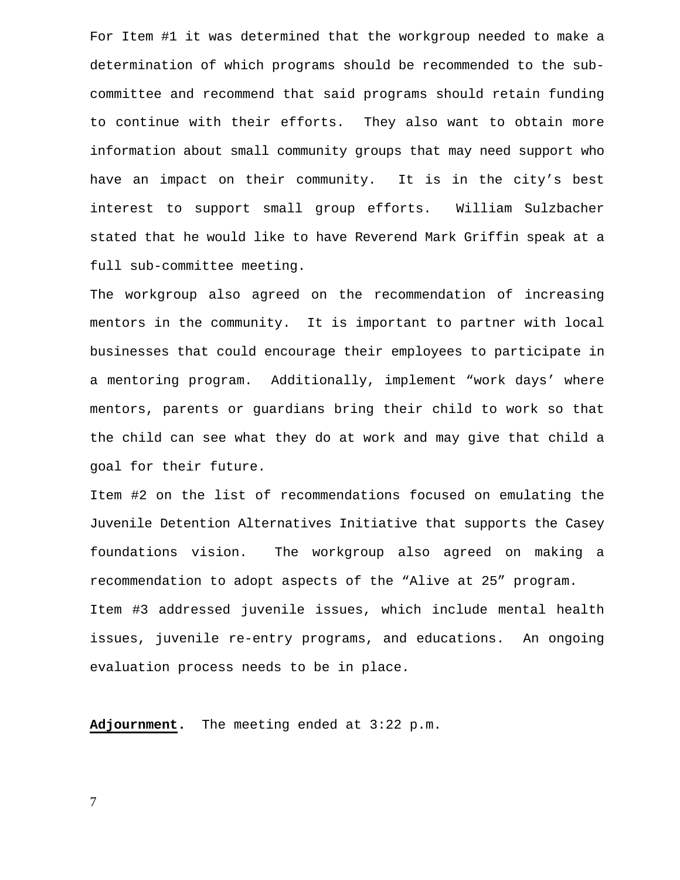For Item #1 it was determined that the workgroup needed to make a determination of which programs should be recommended to the sub-committee and recommend that said programs should retain funding to continue with their efforts. They also want to obtain more information about small community groups that may need support who have an impact on their community. It is in the city's best interest to support small group efforts. William Sulzbacher stated that he would like to have Reverend Mark Griffin speak at a full sub-committee meeting.

The workgroup also agreed on the recommendation of increasing mentors in the community. It is important to partner with local businesses that could encourage their employees to participate in a mentoring program. Additionally, implement "work days' where mentors, parents or guardians bring their child to work so that the child can see what they do at work and may give that child a goal for their future.

Item #2 on the list of recommendations focused on emulating the Juvenile Detention Alternatives Initiative that supports the Casey foundations vision. The workgroup also agreed on making a recommendation to adopt aspects of the "Alive at 25" program.

Item #3 addressed juvenile issues, which include mental health issues, juvenile re-entry programs, and educations. An ongoing evaluation process needs to be in place.

**Adjournment.** The meeting ended at 3:22 p.m.